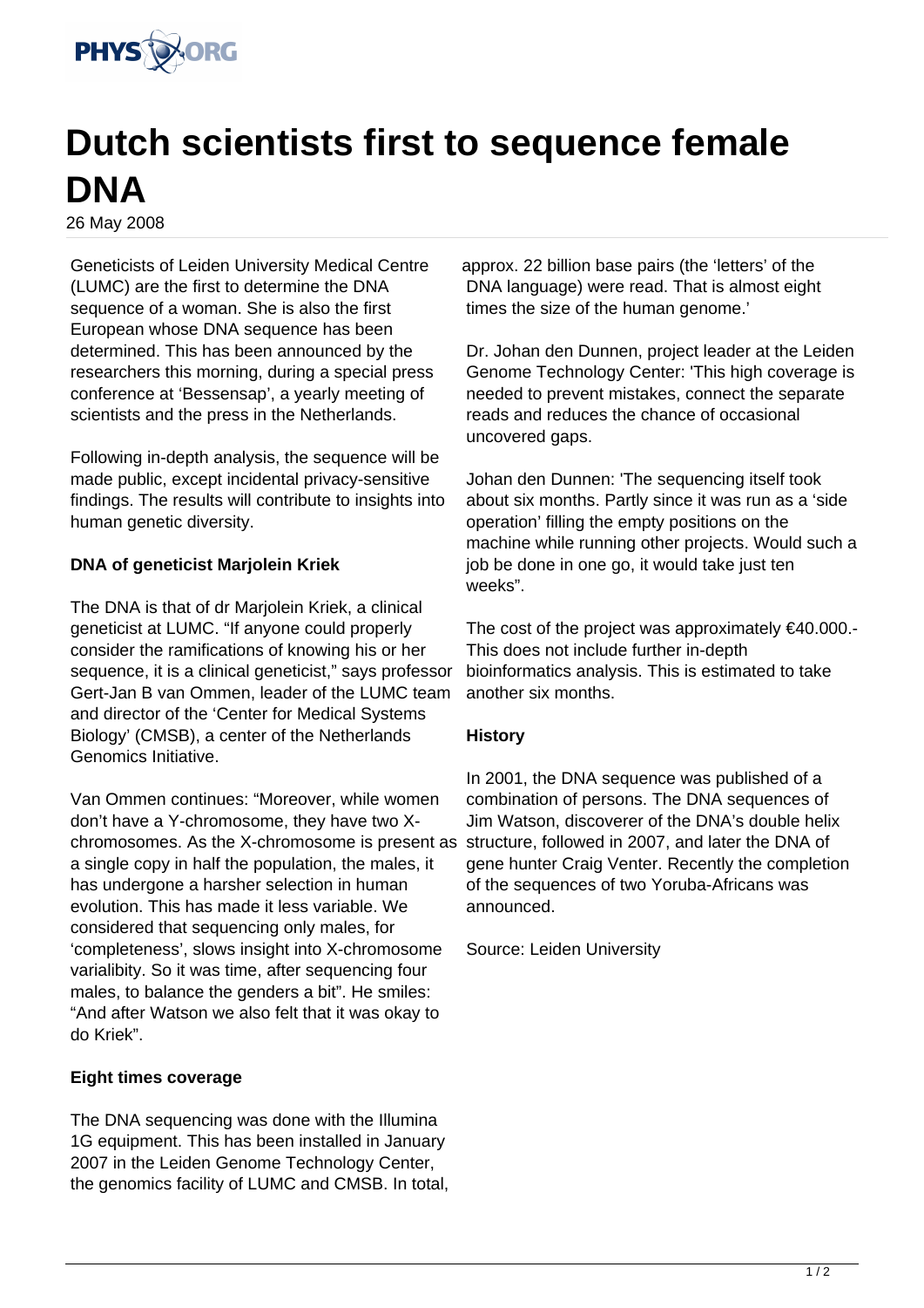# Dutch scientists first to sequence female DNA

26 May 2008

Geneticists of Leiden University Medical Centre (LUMC) are the first to determine the DNA sequence of a woman. She is also the first European whose DNA sequence has been determined. This has been announced by the researchers this morning, during a special press conference at 'Bessensap', a yearly meeting of scientists and the press in the Netherlands.

Following in-depth analysis, the sequence will be made public, except incidental privacy-sensitive findings. The results will contribute to insights into human genetic diversity.

**DNA of geneticist Marjolein Kriek**

The DNA is that of dr Marjolein Kriek, a clinical geneticist at LUMC. "If anyone could properly consider the ramifications of knowing his or her sequence, it is a clinical geneticist," says professor Gert-Jan B van Ommen, leader of the LUMC team and director of the 'Center for Medical Systems Biology' (CMSB), a center of the Netherlands Genomics Initiative.

Van Ommen continues: "Moreover, while women don't have a Y-chromosome, they have two X-chromosomes. As the X-chromosome is present as a single copy in half the population, the males, it has undergone a harsher selection in human evolution. This has made it less variable. We considered that sequencing only males, for 'completeness', slows insight into X-chromosome varialibity. So it was time, after sequencing four males, to balance the genders a bit". He smiles: "And after Watson we also felt that it was okay to do Kriek".

**Eight times coverage**

The DNA sequencing was done with the Illumina 1G equipment. This has been installed in January 2007 in the Leiden Genome Technology Center, the genomics facility of LUMC and CMSB. In total, approx. 22 billion base pairs (the 'letters' of the DNA language) were read. That is almost eight times the size of the human genome.'

Dr. Johan den Dunnen, project leader at the Leiden Genome Technology Center: 'This high coverage is needed to prevent mistakes, connect the separate reads and reduces the chance of occasional uncovered gaps.

Johan den Dunnen: 'The sequencing itself took about six months. Partly since it was run as a 'side operation' filling the empty positions on the machine while running other projects. Would such a job be done in one go, it would take just ten weeks".

The cost of the project was approximately €40.000.- This does not include further in-depth bioinformatics analysis. This is estimated to take another six months.

**History**

In 2001, the DNA sequence was published of a combination of persons. The DNA sequences of Jim Watson, discoverer of the DNA's double helix structure, followed in 2007, and later the DNA of gene hunter Craig Venter. Recently the completion of the sequences of two Yoruba-Africans was announced.

Source: Leiden University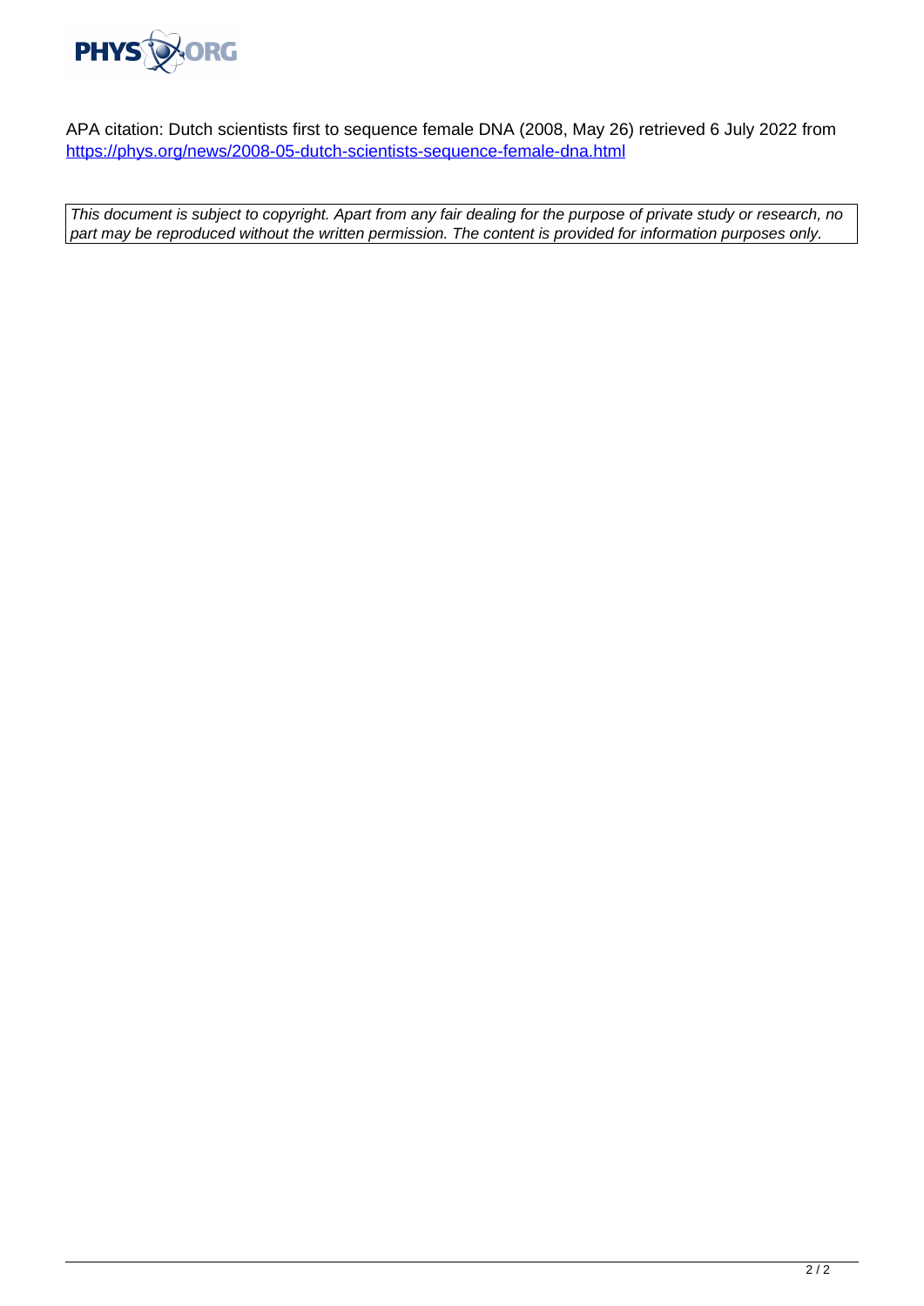APA citation: Dutch scientists first to sequence female DNA (2008, May 26) retrieved 6 July 2022 from https://phys.org/news/2008-05-dutch-scientists-sequence-female-dna.html

*This document is subject to copyright. Apart from any fair dealing for the purpose of private study or research, no part may be reproduced without the written permission. The content is provided for information purposes only.*